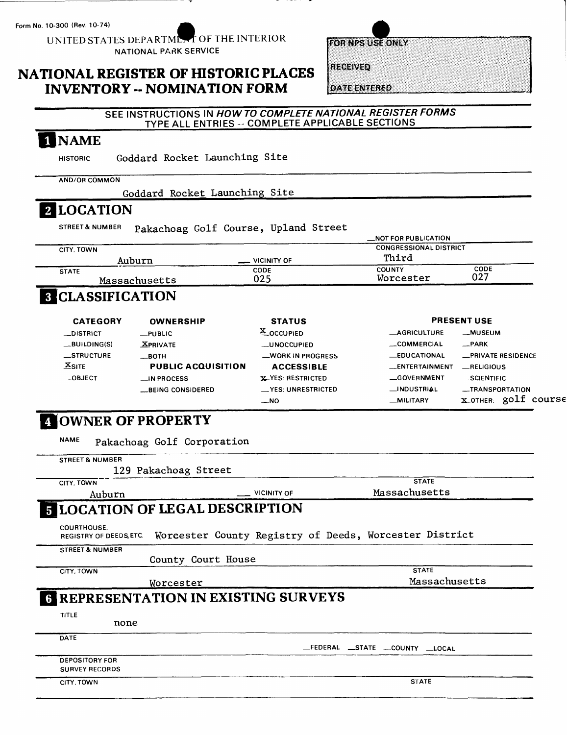Form No. 10-300 (Rev. 10-74)

UNITED STATES DEPARTMENT OF THE INTERIOR
NATIONAL PARK SERVICE

# NATIONAL REGISTER OF HISTORIC PLACES INVENTORY -- NOMINATION FORM

| FOR NPS USE ONLY |
| --- |
| RECEIVED |
| DATE ENTERED |

SEE INSTRUCTIONS IN *HOW TO COMPLETE NATIONAL REGISTER FORMS*
TYPE ALL ENTRIES -- COMPLETE APPLICABLE SECTIONS

## 1 NAME

HISTORIC Goddard Rocket Launching Site

AND/OR COMMON Goddard Rocket Launching Site

## 2 LOCATION

STREET & NUMBER Pakachoag Golf Course, Upland Street

__NOT FOR PUBLICATION

| CITY, TOWN | | CONGRESSIONAL DISTRICT | |
| --- | --- | --- | --- |
| Auburn | __ VICINITY OF | Third | |
| STATE | CODE | COUNTY | CODE |
| Massachusetts | 025 | Worcester | 027 |

## 3 CLASSIFICATION

| CATEGORY | OWNERSHIP | STATUS | PRESENT USE | |
| --- | --- | --- | --- | --- |
| __DISTRICT | __PUBLIC | X OCCUPIED | __AGRICULTURE | __MUSEUM |
| __BUILDING(S) | X PRIVATE | __UNOCCUPIED | __COMMERCIAL | __PARK |
| __STRUCTURE | __BOTH | __WORK IN PROGRESS | __EDUCATIONAL | __PRIVATE RESIDENCE |
| X SITE | **PUBLIC ACQUISITION** | **ACCESSIBLE** | __ENTERTAINMENT | __RELIGIOUS |
| __OBJECT | __IN PROCESS | X YES: RESTRICTED | __GOVERNMENT | __SCIENTIFIC |
| | __BEING CONSIDERED | __YES: UNRESTRICTED | __INDUSTRIAL | __TRANSPORTATION |
| | | __NO | __MILITARY | X OTHER: golf course |

## 4 OWNER OF PROPERTY

NAME Pakachoag Golf Corporation

STREET & NUMBER 129 Pakachoag Street

| CITY, TOWN | | STATE |
| --- | --- | --- |
| Auburn | __ VICINITY OF | Massachusetts |

## 5 LOCATION OF LEGAL DESCRIPTION

COURTHOUSE, REGISTRY OF DEEDS, ETC. Worcester County Registry of Deeds, Worcester District

STREET & NUMBER County Court House

| CITY, TOWN | STATE |
| --- | --- |
| Worcester | Massachusetts |

## 6 REPRESENTATION IN EXISTING SURVEYS

TITLE none

DATE

__FEDERAL __STATE __COUNTY __LOCAL

DEPOSITORY FOR SURVEY RECORDS

CITY, TOWN STATE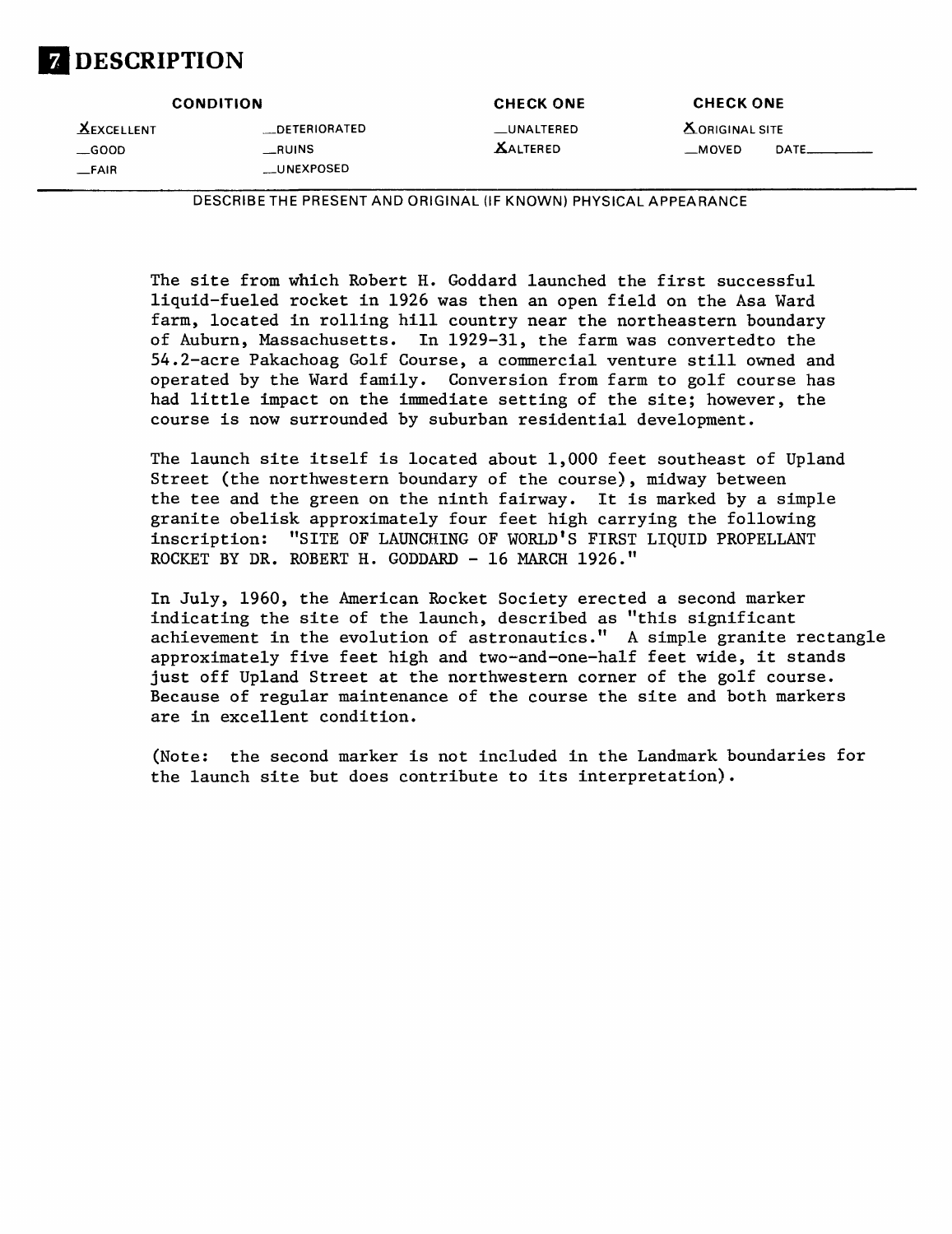# 7 DESCRIPTION

| CONDITION | | CHECK ONE | CHECK ONE |
|---|---|---|---|
| X EXCELLENT | __DETERIORATED | __UNALTERED | X ORIGINAL SITE |
| __GOOD | __RUINS | X ALTERED | __MOVED DATE______ |
| __FAIR | __UNEXPOSED | | |

DESCRIBE THE PRESENT AND ORIGINAL (IF KNOWN) PHYSICAL APPEARANCE

The site from which Robert H. Goddard launched the first successful liquid-fueled rocket in 1926 was then an open field on the Asa Ward farm, located in rolling hill country near the northeastern boundary of Auburn, Massachusetts. In 1929-31, the farm was convertedto the 54.2-acre Pakachoag Golf Course, a commercial venture still owned and operated by the Ward family. Conversion from farm to golf course has had little impact on the immediate setting of the site; however, the course is now surrounded by suburban residential development.

The launch site itself is located about 1,000 feet southeast of Upland Street (the northwestern boundary of the course), midway between the tee and the green on the ninth fairway. It is marked by a simple granite obelisk approximately four feet high carrying the following inscription: "SITE OF LAUNCHING OF WORLD'S FIRST LIQUID PROPELLANT ROCKET BY DR. ROBERT H. GODDARD - 16 MARCH 1926."

In July, 1960, the American Rocket Society erected a second marker indicating the site of the launch, described as "this significant achievement in the evolution of astronautics." A simple granite rectangle approximately five feet high and two-and-one-half feet wide, it stands just off Upland Street at the northwestern corner of the golf course. Because of regular maintenance of the course the site and both markers are in excellent condition.

(Note: the second marker is not included in the Landmark boundaries for the launch site but does contribute to its interpretation).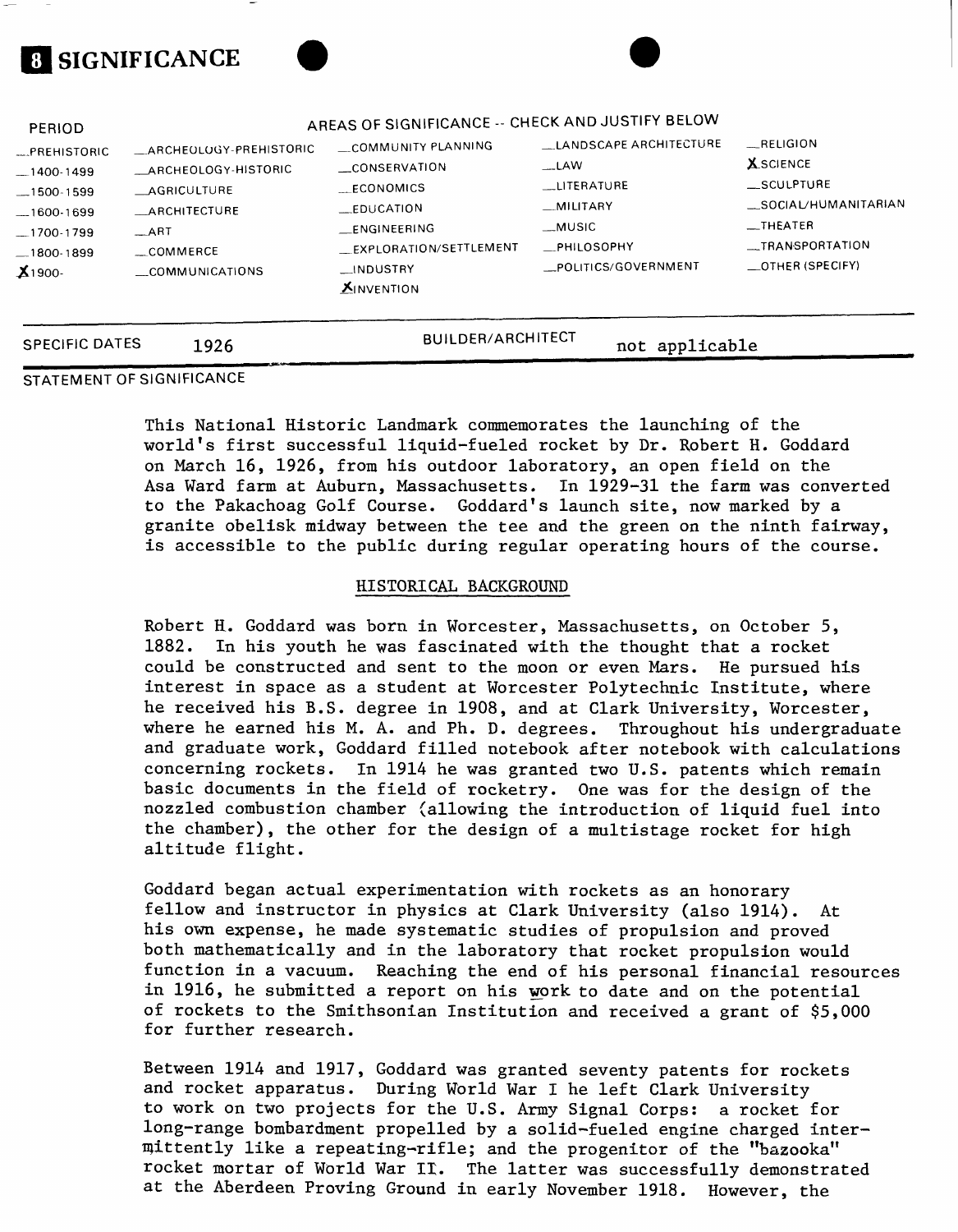## 8 SIGNIFICANCE

| PERIOD | AREAS OF SIGNIFICANCE -- CHECK AND JUSTIFY BELOW | | | |
|---|---|---|---|---|
| __PREHISTORIC | __ARCHEOLOGY-PREHISTORIC | __COMMUNITY PLANNING | __LANDSCAPE ARCHITECTURE | __RELIGION |
| __1400-1499 | __ARCHEOLOGY-HISTORIC | __CONSERVATION | __LAW | X SCIENCE |
| __1500-1599 | __AGRICULTURE | __ECONOMICS | __LITERATURE | __SCULPTURE |
| __1600-1699 | __ARCHITECTURE | __EDUCATION | __MILITARY | __SOCIAL/HUMANITARIAN |
| __1700-1799 | __ART | __ENGINEERING | __MUSIC | __THEATER |
| __1800-1899 | __COMMERCE | __EXPLORATION/SETTLEMENT | __PHILOSOPHY | __TRANSPORTATION |
| X 1900- | __COMMUNICATIONS | __INDUSTRY | __POLITICS/GOVERNMENT | __OTHER (SPECIFY) |
| | | X INVENTION | | |

SPECIFIC DATES 1926 BUILDER/ARCHITECT not applicable

STATEMENT OF SIGNIFICANCE

This National Historic Landmark commemorates the launching of the world's first successful liquid-fueled rocket by Dr. Robert H. Goddard on March 16, 1926, from his outdoor laboratory, an open field on the Asa Ward farm at Auburn, Massachusetts. In 1929-31 the farm was converted to the Pakachoag Golf Course. Goddard's launch site, now marked by a granite obelisk midway between the tee and the green on the ninth fairway, is accessible to the public during regular operating hours of the course.

### HISTORICAL BACKGROUND

Robert H. Goddard was born in Worcester, Massachusetts, on October 5, 1882. In his youth he was fascinated with the thought that a rocket could be constructed and sent to the moon or even Mars. He pursued his interest in space as a student at Worcester Polytechnic Institute, where he received his B.S. degree in 1908, and at Clark University, Worcester, where he earned his M. A. and Ph. D. degrees. Throughout his undergraduate and graduate work, Goddard filled notebook after notebook with calculations concerning rockets. In 1914 he was granted two U.S. patents which remain basic documents in the field of rocketry. One was for the design of the nozzled combustion chamber (allowing the introduction of liquid fuel into the chamber), the other for the design of a multistage rocket for high altitude flight.

Goddard began actual experimentation with rockets as an honorary fellow and instructor in physics at Clark University (also 1914). At his own expense, he made systematic studies of propulsion and proved both mathematically and in the laboratory that rocket propulsion would function in a vacuum. Reaching the end of his personal financial resources in 1916, he submitted a report on his work to date and on the potential of rockets to the Smithsonian Institution and received a grant of $5,000 for further research.

Between 1914 and 1917, Goddard was granted seventy patents for rockets and rocket apparatus. During World War I he left Clark University to work on two projects for the U.S. Army Signal Corps: a rocket for long-range bombardment propelled by a solid-fueled engine charged intermittently like a repeating-rifle; and the progenitor of the "bazooka" rocket mortar of World War II. The latter was successfully demonstrated at the Aberdeen Proving Ground in early November 1918. However, the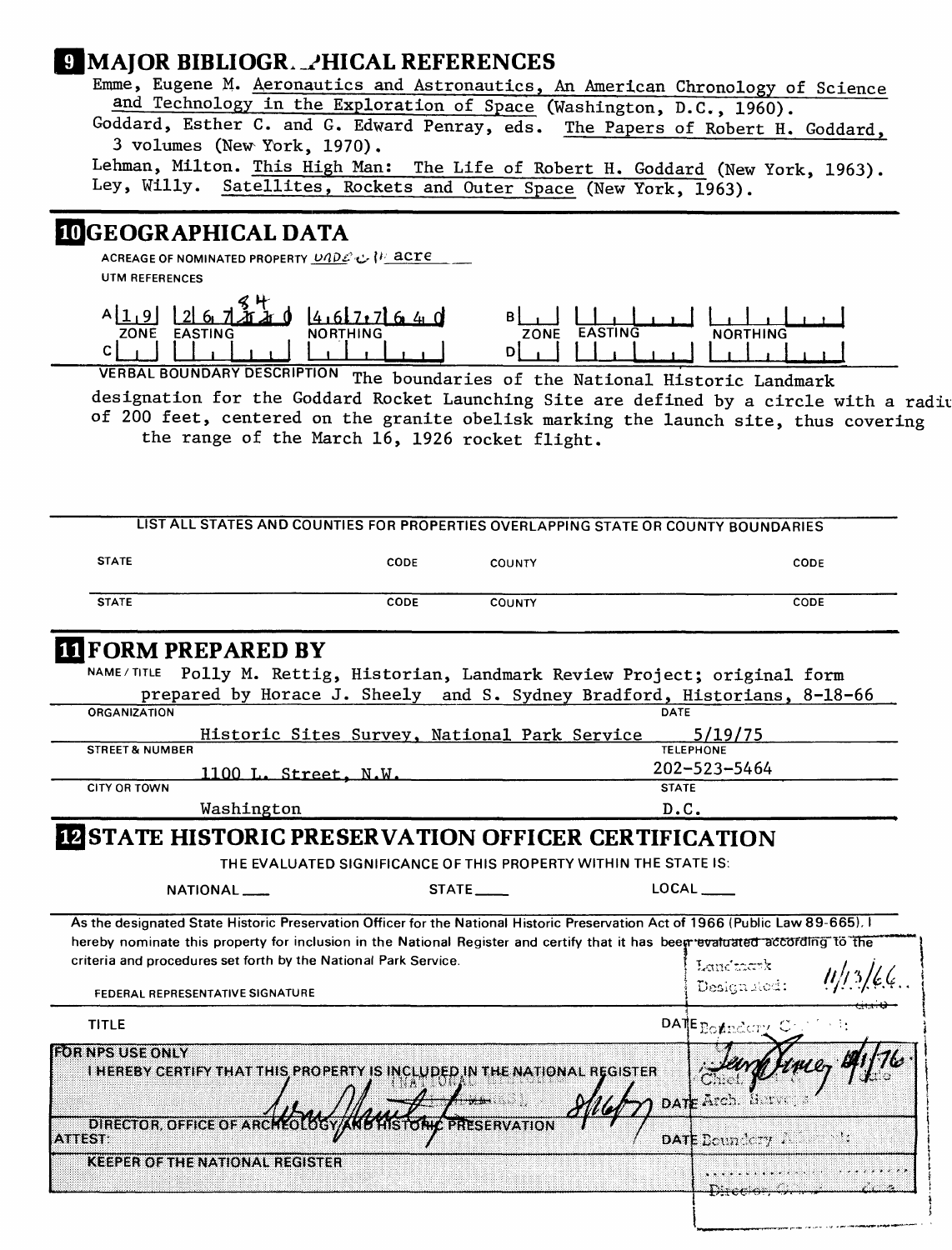## 9 MAJOR BIBLIOGRAPHICAL REFERENCES

Emme, Eugene M. Aeronautics and Astronautics, An American Chronology of Science and Technology in the Exploration of Space (Washington, D.C., 1960).
Goddard, Esther C. and G. Edward Penray, eds. The Papers of Robert H. Goddard, 3 volumes (New York, 1970).
Lehman, Milton. This High Man: The Life of Robert H. Goddard (New York, 1963).
Ley, Willy. Satellites, Rockets and Outer Space (New York, 1963).

## 10 GEOGRAPHICAL DATA

ACREAGE OF NOMINATED PROPERTY under 1 acre

UTM REFERENCES

| | ZONE | EASTING | NORTHING | | ZONE | EASTING | NORTHING |
|---|---|---|---|---|---|---|---|
| A | 1 9 | 2 6 7 8 4 0 | 4 6 7 7 6 4 0 | B | | | |
| C | | | | D | | | |

VERBAL BOUNDARY DESCRIPTION The boundaries of the National Historic Landmark designation for the Goddard Rocket Launching Site are defined by a circle with a radius of 200 feet, centered on the granite obelisk marking the launch site, thus covering the range of the March 16, 1926 rocket flight.

LIST ALL STATES AND COUNTIES FOR PROPERTIES OVERLAPPING STATE OR COUNTY BOUNDARIES

| STATE | CODE | COUNTY | CODE |
|---|---|---|---|
| STATE | CODE | COUNTY | CODE |

## 11 FORM PREPARED BY

NAME / TITLE Polly M. Rettig, Historian, Landmark Review Project; original form prepared by Horace J. Sheely and S. Sydney Bradford, Historians, 8-18-66

ORGANIZATION Historic Sites Survey, National Park Service DATE 5/19/75

STREET & NUMBER 1100 L. Street, N.W. TELEPHONE 202-523-5464

CITY OR TOWN Washington STATE D.C.

## 12 STATE HISTORIC PRESERVATION OFFICER CERTIFICATION

THE EVALUATED SIGNIFICANCE OF THIS PROPERTY WITHIN THE STATE IS:

NATIONAL ___ STATE ___ LOCAL ___

As the designated State Historic Preservation Officer for the National Historic Preservation Act of 1966 (Public Law 89-665), I hereby nominate this property for inclusion in the National Register and certify that it has been evaluated according to the criteria and procedures set forth by the National Park Service.

FEDERAL REPRESENTATIVE SIGNATURE

TITLE DATE

Landmark Designated: 11/13/66

Boundary Certified: [signature] 10/1/76 Chief, Arch. Surveys

FOR NPS USE ONLY

I HEREBY CERTIFY THAT THIS PROPERTY IS INCLUDED IN THE NATIONAL REGISTER

[signature] 8/16/77

DIRECTOR, OFFICE OF ARCHEOLOGY AND HISTORIC PRESERVATION DATE

ATTEST: DATE Boundary

KEEPER OF THE NATIONAL REGISTER

Director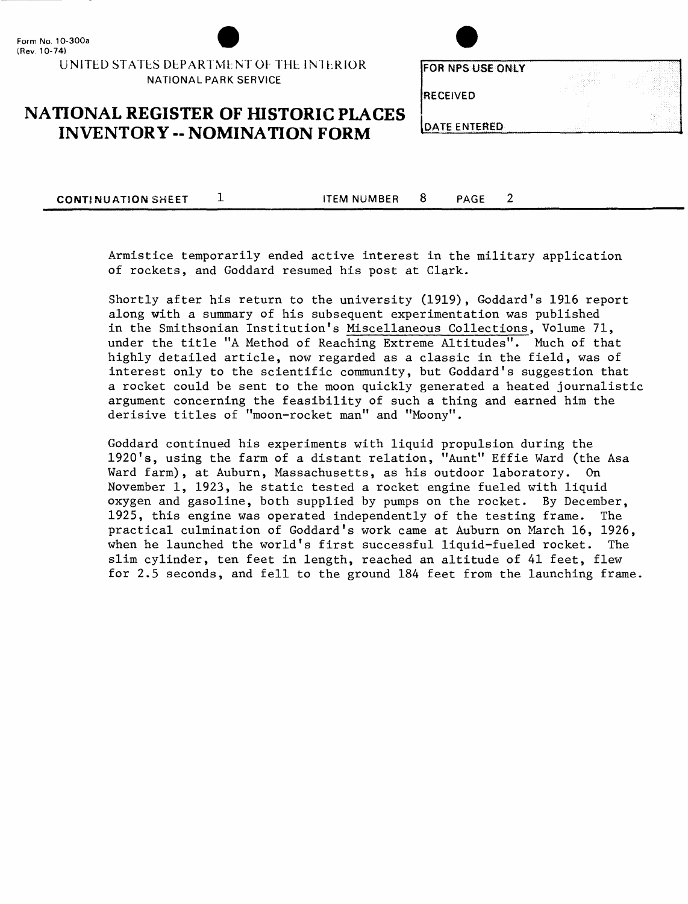Armistice temporarily ended active interest in the military application of rockets, and Goddard resumed his post at Clark.

Shortly after his return to the university (1919), Goddard's 1916 report along with a summary of his subsequent experimentation was published in the Smithsonian Institution's Miscellaneous Collections, Volume 71, under the title "A Method of Reaching Extreme Altitudes". Much of that highly detailed article, now regarded as a classic in the field, was of interest only to the scientific community, but Goddard's suggestion that a rocket could be sent to the moon quickly generated a heated journalistic argument concerning the feasibility of such a thing and earned him the derisive titles of "moon-rocket man" and "Moony".

Goddard continued his experiments with liquid propulsion during the 1920's, using the farm of a distant relation, "Aunt" Effie Ward (the Asa Ward farm), at Auburn, Massachusetts, as his outdoor laboratory. On November 1, 1923, he static tested a rocket engine fueled with liquid oxygen and gasoline, both supplied by pumps on the rocket. By December, 1925, this engine was operated independently of the testing frame. The practical culmination of Goddard's work came at Auburn on March 16, 1926, when he launched the world's first successful liquid-fueled rocket. The slim cylinder, ten feet in length, reached an altitude of 41 feet, flew for 2.5 seconds, and fell to the ground 184 feet from the launching frame.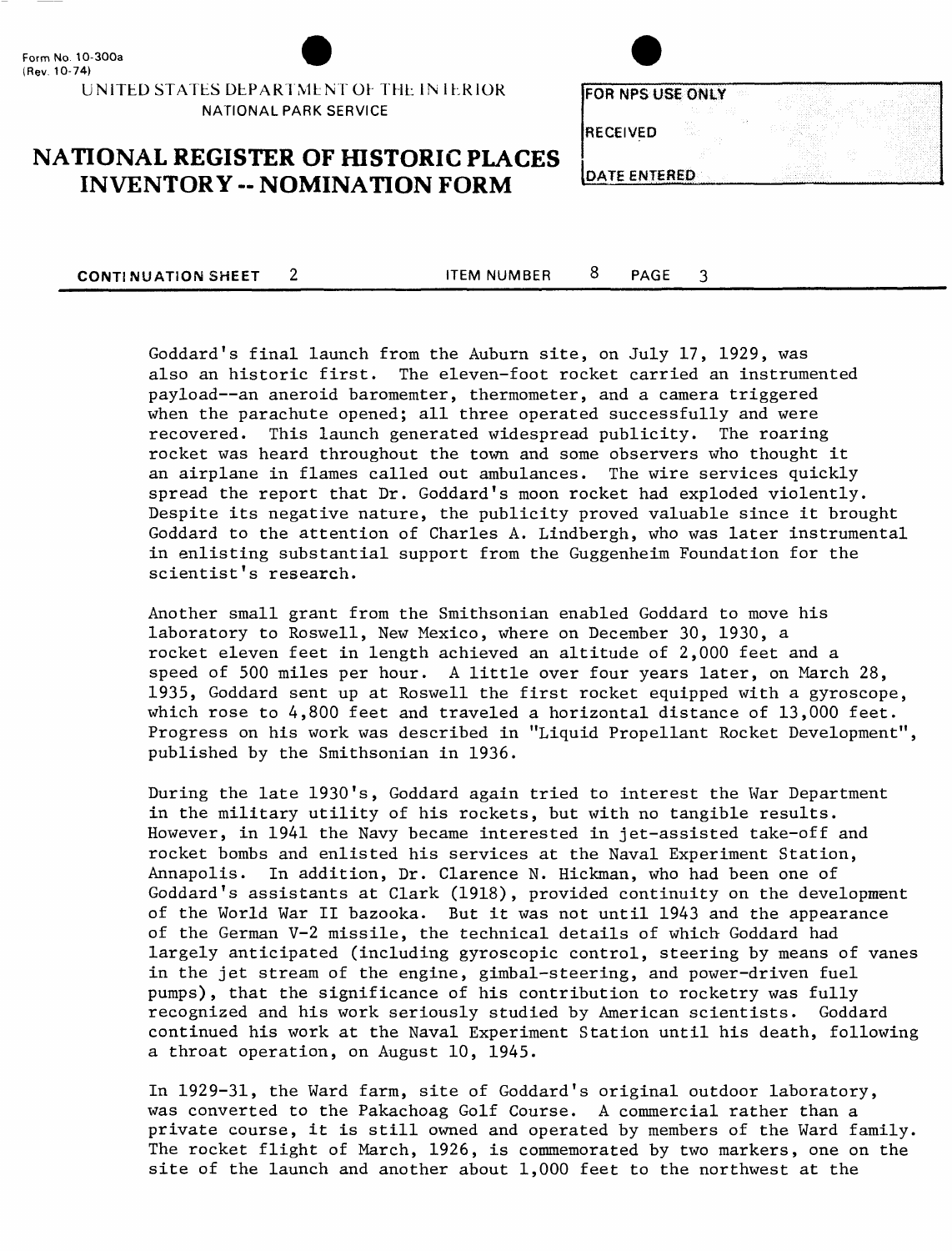Goddard's final launch from the Auburn site, on July 17, 1929, was also an historic first. The eleven-foot rocket carried an instrumented payload--an aneroid baromemter, thermometer, and a camera triggered when the parachute opened; all three operated successfully and were recovered. This launch generated widespread publicity. The roaring rocket was heard throughout the town and some observers who thought it an airplane in flames called out ambulances. The wire services quickly spread the report that Dr. Goddard's moon rocket had exploded violently. Despite its negative nature, the publicity proved valuable since it brought Goddard to the attention of Charles A. Lindbergh, who was later instrumental in enlisting substantial support from the Guggenheim Foundation for the scientist's research.

Another small grant from the Smithsonian enabled Goddard to move his laboratory to Roswell, New Mexico, where on December 30, 1930, a rocket eleven feet in length achieved an altitude of 2,000 feet and a speed of 500 miles per hour. A little over four years later, on March 28, 1935, Goddard sent up at Roswell the first rocket equipped with a gyroscope, which rose to 4,800 feet and traveled a horizontal distance of 13,000 feet. Progress on his work was described in "Liquid Propellant Rocket Development", published by the Smithsonian in 1936.

During the late 1930's, Goddard again tried to interest the War Department in the military utility of his rockets, but with no tangible results. However, in 1941 the Navy became interested in jet-assisted take-off and rocket bombs and enlisted his services at the Naval Experiment Station, Annapolis. In addition, Dr. Clarence N. Hickman, who had been one of Goddard's assistants at Clark (1918), provided continuity on the development of the World War II bazooka. But it was not until 1943 and the appearance of the German V-2 missile, the technical details of which Goddard had largely anticipated (including gyroscopic control, steering by means of vanes in the jet stream of the engine, gimbal-steering, and power-driven fuel pumps), that the significance of his contribution to rocketry was fully recognized and his work seriously studied by American scientists. Goddard continued his work at the Naval Experiment Station until his death, following a throat operation, on August 10, 1945.

In 1929-31, the Ward farm, site of Goddard's original outdoor laboratory, was converted to the Pakachoag Golf Course. A commercial rather than a private course, it is still owned and operated by members of the Ward family. The rocket flight of March, 1926, is commemorated by two markers, one on the site of the launch and another about 1,000 feet to the northwest at the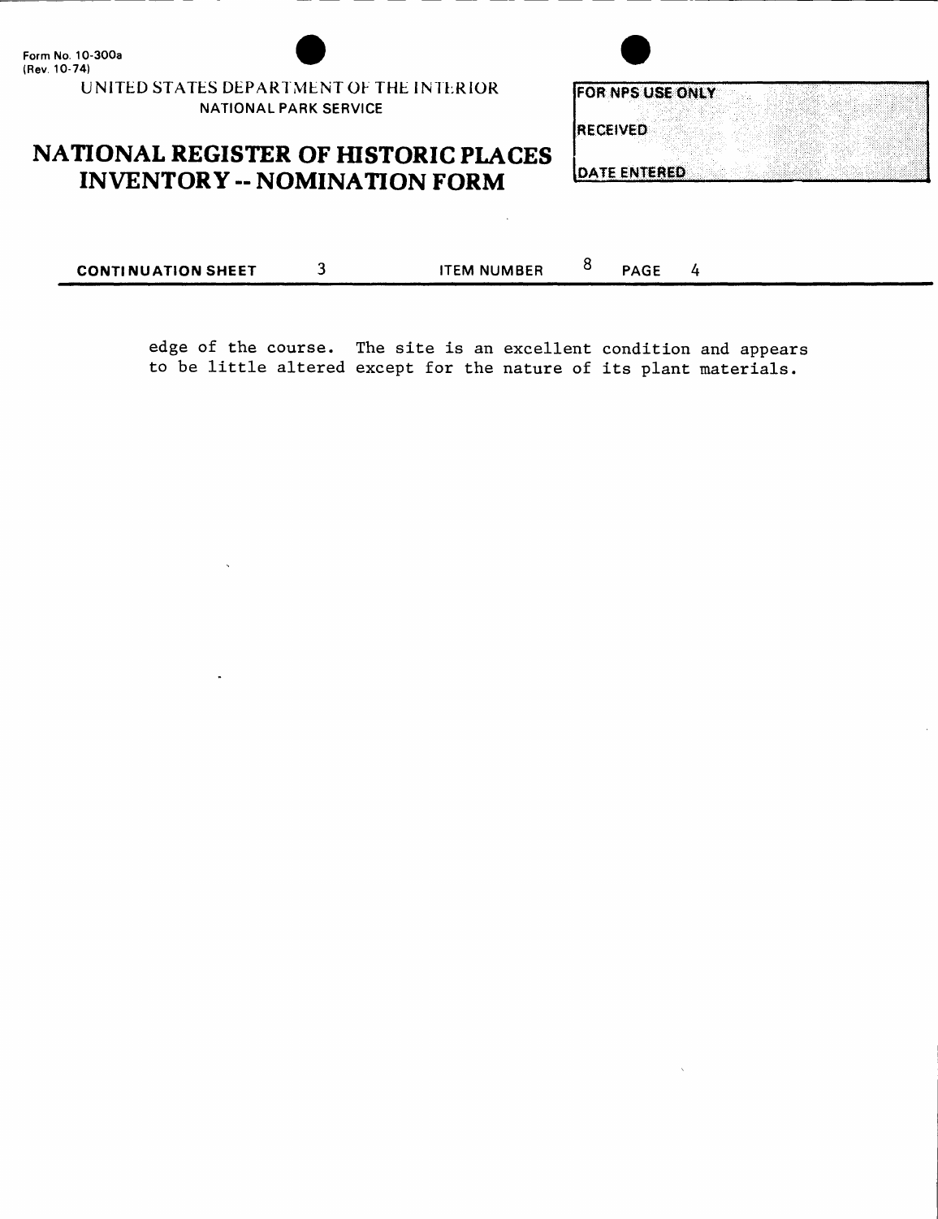Form No. 10-300a
(Rev. 10-74)

UNITED STATES DEPARTMENT OF THE INTERIOR
NATIONAL PARK SERVICE

# NATIONAL REGISTER OF HISTORIC PLACES INVENTORY -- NOMINATION FORM

FOR NPS USE ONLY

RECEIVED

DATE ENTERED

CONTINUATION SHEET 3 ITEM NUMBER 8 PAGE 4

edge of the course. The site is an excellent condition and appears to be little altered except for the nature of its plant materials.